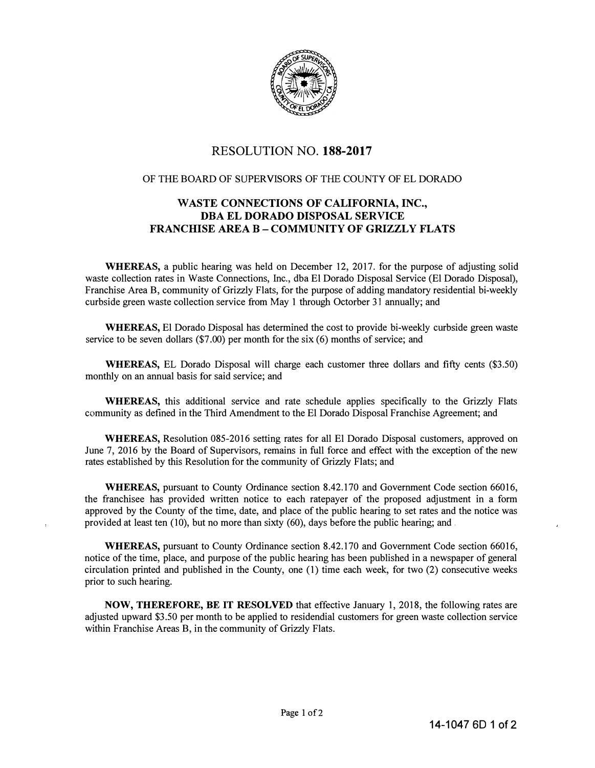# RESOLUTION NO. **188-2017**

OF THE BOARD OF SUPERVISORS OF THE COUNTY OF EL DORADO

## WASTE CONNECTIONS OF CALIFORNIA, INC., DBA EL DORADO DISPOSAL SERVICE FRANCHISE AREA B – COMMUNITY OF GRIZZLY FLATS

**WHEREAS,** a public hearing was held on December 12, 2017. for the purpose of adjusting solid waste collection rates in Waste Connections, Inc., dba El Dorado Disposal Service (El Dorado Disposal), Franchise Area B, community of Grizzly Flats, for the purpose of adding mandatory residential bi-weekly curbside green waste collection service from May 1 through Octorber 31 annually; and

**WHEREAS,** El Dorado Disposal has determined the cost to provide bi-weekly curbside green waste service to be seven dollars ($7.00) per month for the six (6) months of service; and

**WHEREAS,** EL Dorado Disposal will charge each customer three dollars and fifty cents ($3.50) monthly on an annual basis for said service; and

**WHEREAS,** this additional service and rate schedule applies specifically to the Grizzly Flats community as defined in the Third Amendment to the El Dorado Disposal Franchise Agreement; and

**WHEREAS,** Resolution 085-2016 setting rates for all El Dorado Disposal customers, approved on June 7, 2016 by the Board of Supervisors, remains in full force and effect with the exception of the new rates established by this Resolution for the community of Grizzly Flats; and

**WHEREAS,** pursuant to County Ordinance section 8.42.170 and Government Code section 66016, the franchisee has provided written notice to each ratepayer of the proposed adjustment in a form approved by the County of the time, date, and place of the public hearing to set rates and the notice was provided at least ten (10), but no more than sixty (60), days before the public hearing; and

**WHEREAS,** pursuant to County Ordinance section 8.42.170 and Government Code section 66016, notice of the time, place, and purpose of the public hearing has been published in a newspaper of general circulation printed and published in the County, one (1) time each week, for two (2) consecutive weeks prior to such hearing.

**NOW, THEREFORE, BE IT RESOLVED** that effective January 1, 2018, the following rates are adjusted upward $3.50 per month to be applied to residendial customers for green waste collection service within Franchise Areas B, in the community of Grizzly Flats.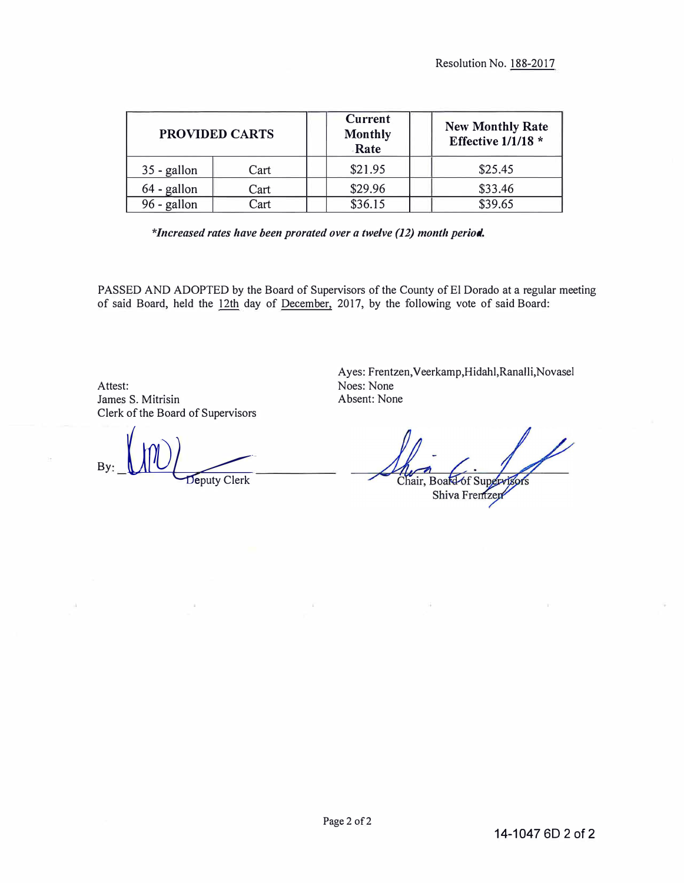Resolution No. 188-2017

| PROVIDED CARTS | | Current Monthly Rate | New Monthly Rate Effective 1/1/18 * |
|---|---|---|---|
| 35 - gallon | Cart | $21.95 | $25.45 |
| 64 - gallon | Cart | $29.96 | $33.46 |
| 96 - gallon | Cart | $36.15 | $39.65 |

***Increased rates have been prorated over a twelve (12) month period.***

PASSED AND ADOPTED by the Board of Supervisors of the County of El Dorado at a regular meeting of said Board, held the 12th day of December, 2017, by the following vote of said Board:

Ayes: Frentzen,Veerkamp,Hidahl,Ranalli,Novasel
Noes: None
Absent: None

Attest:
James S. Mitrisin
Clerk of the Board of Supervisors

By: ______________ Deputy Clerk

______________
Chair, Board of Supervisors
Shiva Frentzen